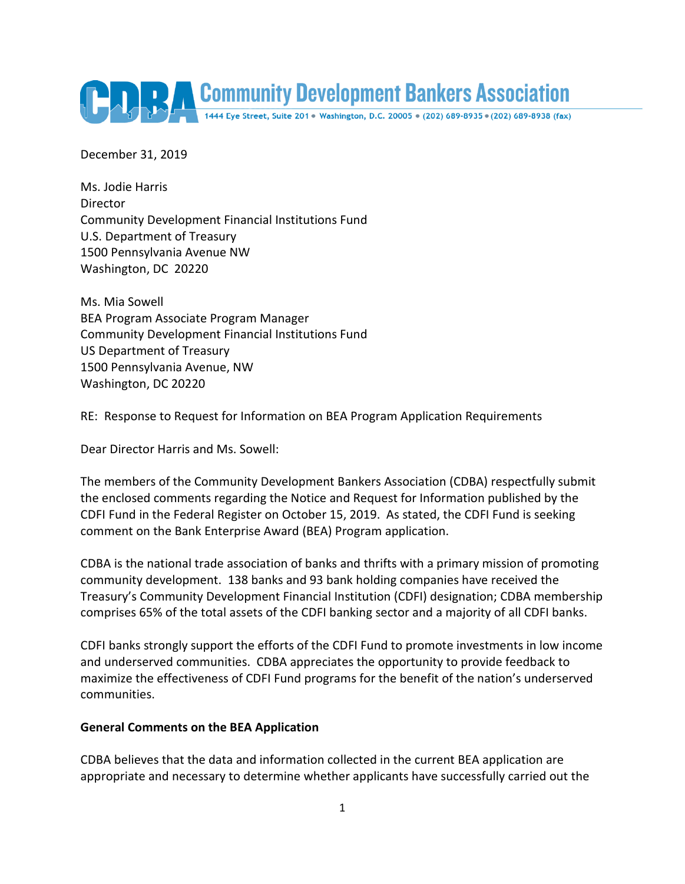# CDBA Community Development Bankers Association

1444 Eye Street, Suite 201 • Washington, D.C. 20005 • (202) 689-8935 • (202) 689-8938 (fax)

December 31, 2019

Ms. Jodie Harris
Director
Community Development Financial Institutions Fund
U.S. Department of Treasury
1500 Pennsylvania Avenue NW
Washington, DC 20220

Ms. Mia Sowell
BEA Program Associate Program Manager
Community Development Financial Institutions Fund
US Department of Treasury
1500 Pennsylvania Avenue, NW
Washington, DC 20220

RE: Response to Request for Information on BEA Program Application Requirements

Dear Director Harris and Ms. Sowell:

The members of the Community Development Bankers Association (CDBA) respectfully submit the enclosed comments regarding the Notice and Request for Information published by the CDFI Fund in the Federal Register on October 15, 2019. As stated, the CDFI Fund is seeking comment on the Bank Enterprise Award (BEA) Program application.

CDBA is the national trade association of banks and thrifts with a primary mission of promoting community development. 138 banks and 93 bank holding companies have received the Treasury's Community Development Financial Institution (CDFI) designation; CDBA membership comprises 65% of the total assets of the CDFI banking sector and a majority of all CDFI banks.

CDFI banks strongly support the efforts of the CDFI Fund to promote investments in low income and underserved communities. CDBA appreciates the opportunity to provide feedback to maximize the effectiveness of CDFI Fund programs for the benefit of the nation's underserved communities.

**General Comments on the BEA Application**

CDBA believes that the data and information collected in the current BEA application are appropriate and necessary to determine whether applicants have successfully carried out the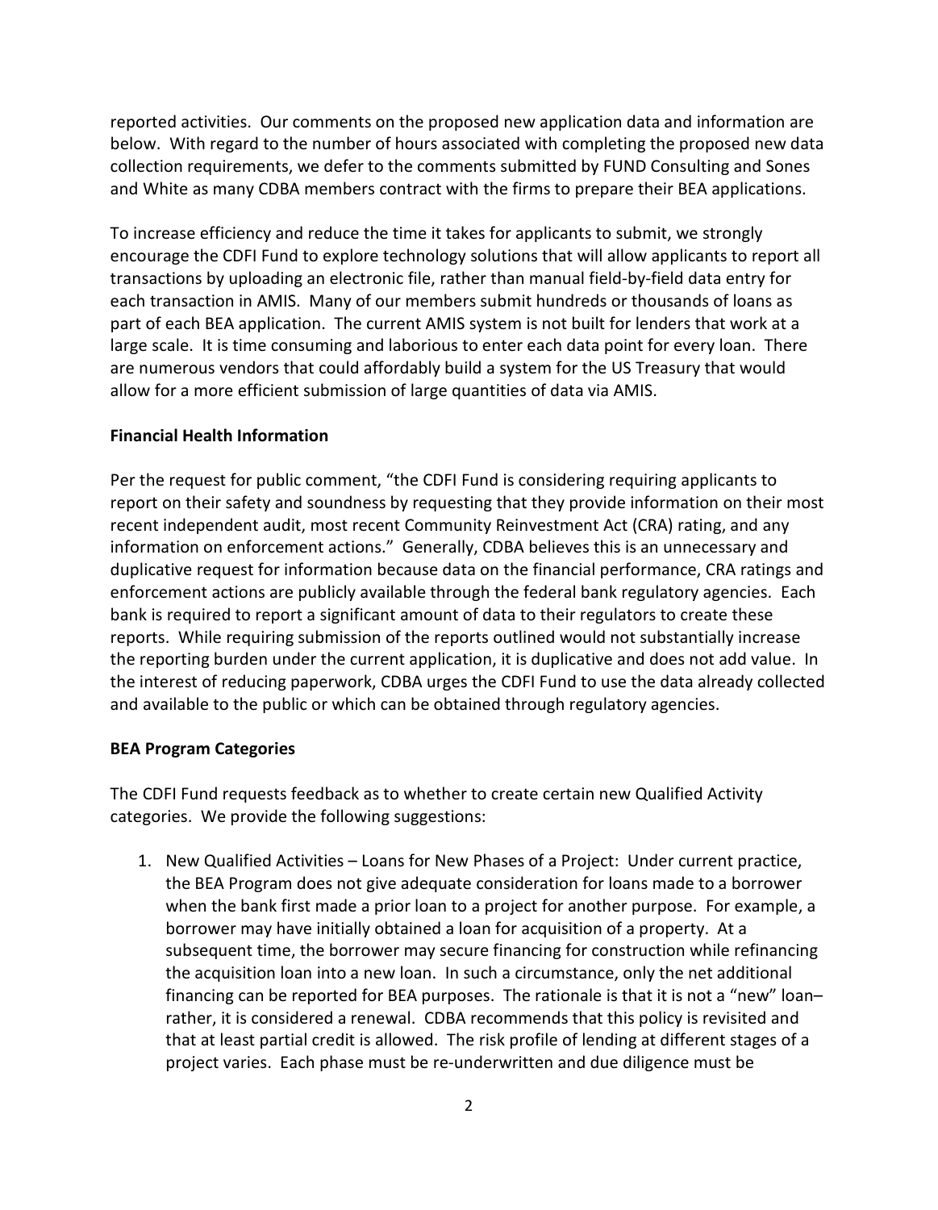reported activities. Our comments on the proposed new application data and information are below. With regard to the number of hours associated with completing the proposed new data collection requirements, we defer to the comments submitted by FUND Consulting and Sones and White as many CDBA members contract with the firms to prepare their BEA applications.

To increase efficiency and reduce the time it takes for applicants to submit, we strongly encourage the CDFI Fund to explore technology solutions that will allow applicants to report all transactions by uploading an electronic file, rather than manual field-by-field data entry for each transaction in AMIS. Many of our members submit hundreds or thousands of loans as part of each BEA application. The current AMIS system is not built for lenders that work at a large scale. It is time consuming and laborious to enter each data point for every loan. There are numerous vendors that could affordably build a system for the US Treasury that would allow for a more efficient submission of large quantities of data via AMIS.

**Financial Health Information**

Per the request for public comment, "the CDFI Fund is considering requiring applicants to report on their safety and soundness by requesting that they provide information on their most recent independent audit, most recent Community Reinvestment Act (CRA) rating, and any information on enforcement actions." Generally, CDBA believes this is an unnecessary and duplicative request for information because data on the financial performance, CRA ratings and enforcement actions are publicly available through the federal bank regulatory agencies. Each bank is required to report a significant amount of data to their regulators to create these reports. While requiring submission of the reports outlined would not substantially increase the reporting burden under the current application, it is duplicative and does not add value. In the interest of reducing paperwork, CDBA urges the CDFI Fund to use the data already collected and available to the public or which can be obtained through regulatory agencies.

**BEA Program Categories**

The CDFI Fund requests feedback as to whether to create certain new Qualified Activity categories. We provide the following suggestions:

1. New Qualified Activities – Loans for New Phases of a Project: Under current practice, the BEA Program does not give adequate consideration for loans made to a borrower when the bank first made a prior loan to a project for another purpose. For example, a borrower may have initially obtained a loan for acquisition of a property. At a subsequent time, the borrower may secure financing for construction while refinancing the acquisition loan into a new loan. In such a circumstance, only the net additional financing can be reported for BEA purposes. The rationale is that it is not a "new" loan– rather, it is considered a renewal. CDBA recommends that this policy is revisited and that at least partial credit is allowed. The risk profile of lending at different stages of a project varies. Each phase must be re-underwritten and due diligence must be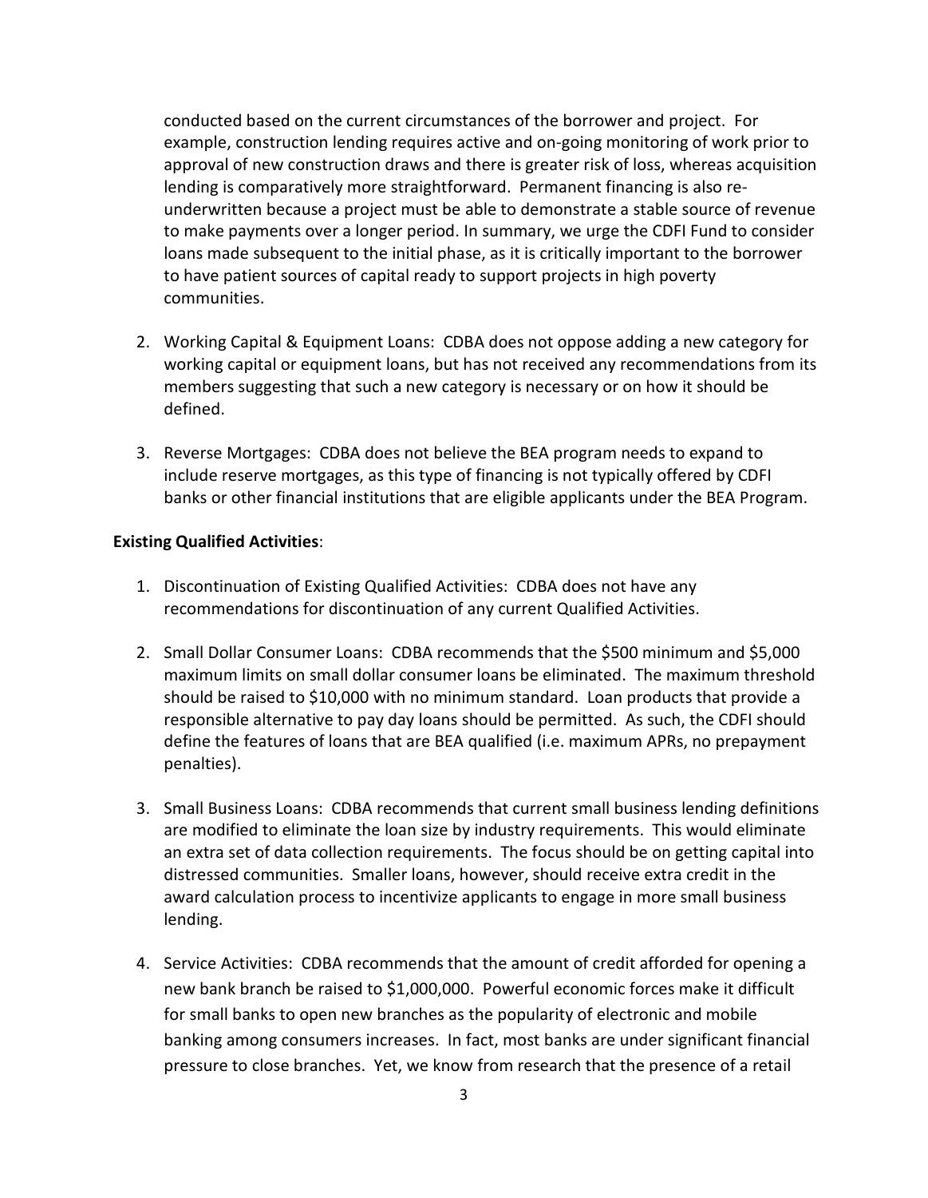conducted based on the current circumstances of the borrower and project. For example, construction lending requires active and on-going monitoring of work prior to approval of new construction draws and there is greater risk of loss, whereas acquisition lending is comparatively more straightforward. Permanent financing is also re-underwritten because a project must be able to demonstrate a stable source of revenue to make payments over a longer period. In summary, we urge the CDFI Fund to consider loans made subsequent to the initial phase, as it is critically important to the borrower to have patient sources of capital ready to support projects in high poverty communities.

2. Working Capital & Equipment Loans: CDBA does not oppose adding a new category for working capital or equipment loans, but has not received any recommendations from its members suggesting that such a new category is necessary or on how it should be defined.

3. Reverse Mortgages: CDBA does not believe the BEA program needs to expand to include reserve mortgages, as this type of financing is not typically offered by CDFI banks or other financial institutions that are eligible applicants under the BEA Program.

**Existing Qualified Activities**:

1. Discontinuation of Existing Qualified Activities: CDBA does not have any recommendations for discontinuation of any current Qualified Activities.

2. Small Dollar Consumer Loans: CDBA recommends that the $500 minimum and $5,000 maximum limits on small dollar consumer loans be eliminated. The maximum threshold should be raised to $10,000 with no minimum standard. Loan products that provide a responsible alternative to pay day loans should be permitted. As such, the CDFI should define the features of loans that are BEA qualified (i.e. maximum APRs, no prepayment penalties).

3. Small Business Loans: CDBA recommends that current small business lending definitions are modified to eliminate the loan size by industry requirements. This would eliminate an extra set of data collection requirements. The focus should be on getting capital into distressed communities. Smaller loans, however, should receive extra credit in the award calculation process to incentivize applicants to engage in more small business lending.

4. Service Activities: CDBA recommends that the amount of credit afforded for opening a new bank branch be raised to $1,000,000. Powerful economic forces make it difficult for small banks to open new branches as the popularity of electronic and mobile banking among consumers increases. In fact, most banks are under significant financial pressure to close branches. Yet, we know from research that the presence of a retail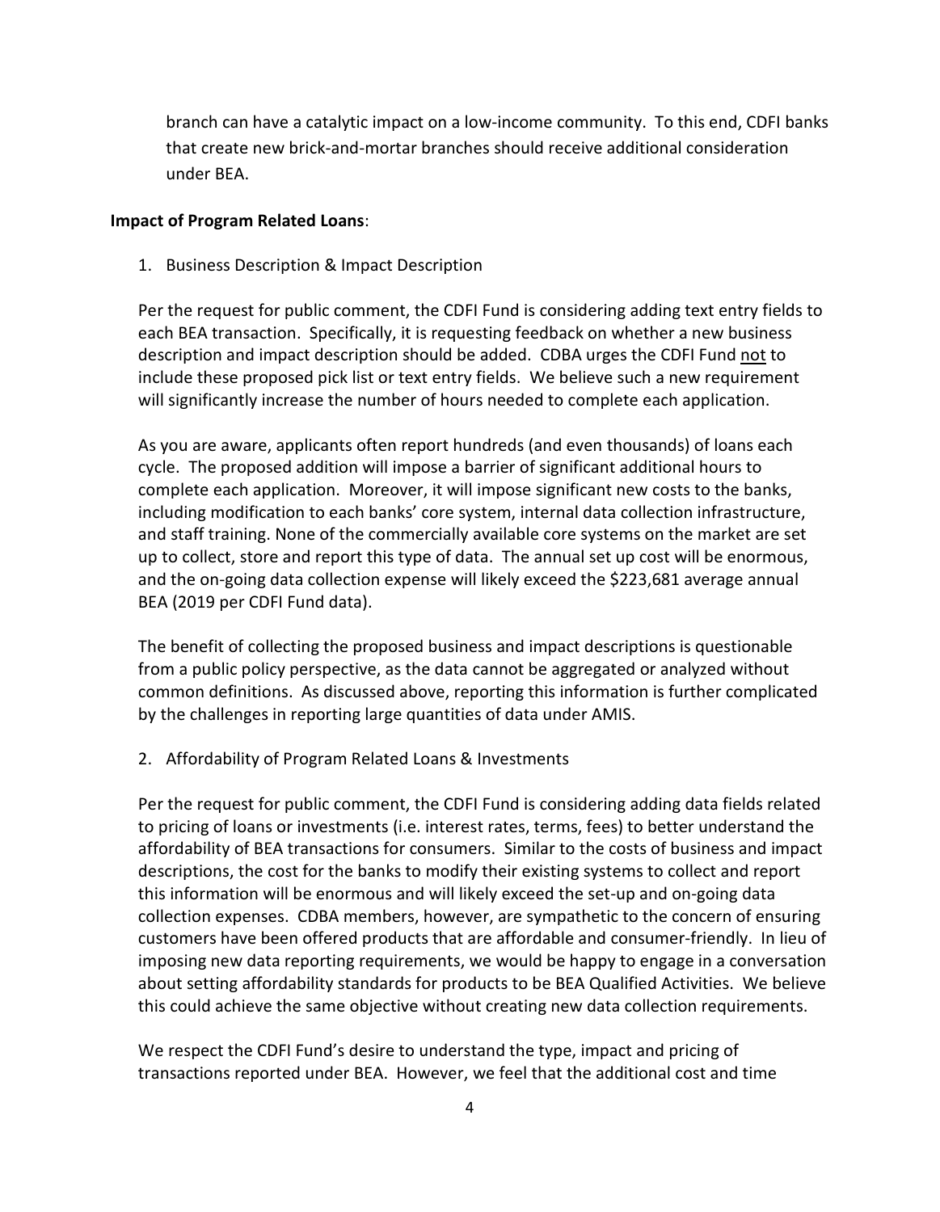branch can have a catalytic impact on a low-income community. To this end, CDFI banks that create new brick-and-mortar branches should receive additional consideration under BEA.

**Impact of Program Related Loans**:

1. Business Description & Impact Description

Per the request for public comment, the CDFI Fund is considering adding text entry fields to each BEA transaction. Specifically, it is requesting feedback on whether a new business description and impact description should be added. CDBA urges the CDFI Fund <u>not</u> to include these proposed pick list or text entry fields. We believe such a new requirement will significantly increase the number of hours needed to complete each application.

As you are aware, applicants often report hundreds (and even thousands) of loans each cycle. The proposed addition will impose a barrier of significant additional hours to complete each application. Moreover, it will impose significant new costs to the banks, including modification to each banks' core system, internal data collection infrastructure, and staff training. None of the commercially available core systems on the market are set up to collect, store and report this type of data. The annual set up cost will be enormous, and the on-going data collection expense will likely exceed the $223,681 average annual BEA (2019 per CDFI Fund data).

The benefit of collecting the proposed business and impact descriptions is questionable from a public policy perspective, as the data cannot be aggregated or analyzed without common definitions. As discussed above, reporting this information is further complicated by the challenges in reporting large quantities of data under AMIS.

2. Affordability of Program Related Loans & Investments

Per the request for public comment, the CDFI Fund is considering adding data fields related to pricing of loans or investments (i.e. interest rates, terms, fees) to better understand the affordability of BEA transactions for consumers. Similar to the costs of business and impact descriptions, the cost for the banks to modify their existing systems to collect and report this information will be enormous and will likely exceed the set-up and on-going data collection expenses. CDBA members, however, are sympathetic to the concern of ensuring customers have been offered products that are affordable and consumer-friendly. In lieu of imposing new data reporting requirements, we would be happy to engage in a conversation about setting affordability standards for products to be BEA Qualified Activities. We believe this could achieve the same objective without creating new data collection requirements.

We respect the CDFI Fund's desire to understand the type, impact and pricing of transactions reported under BEA. However, we feel that the additional cost and time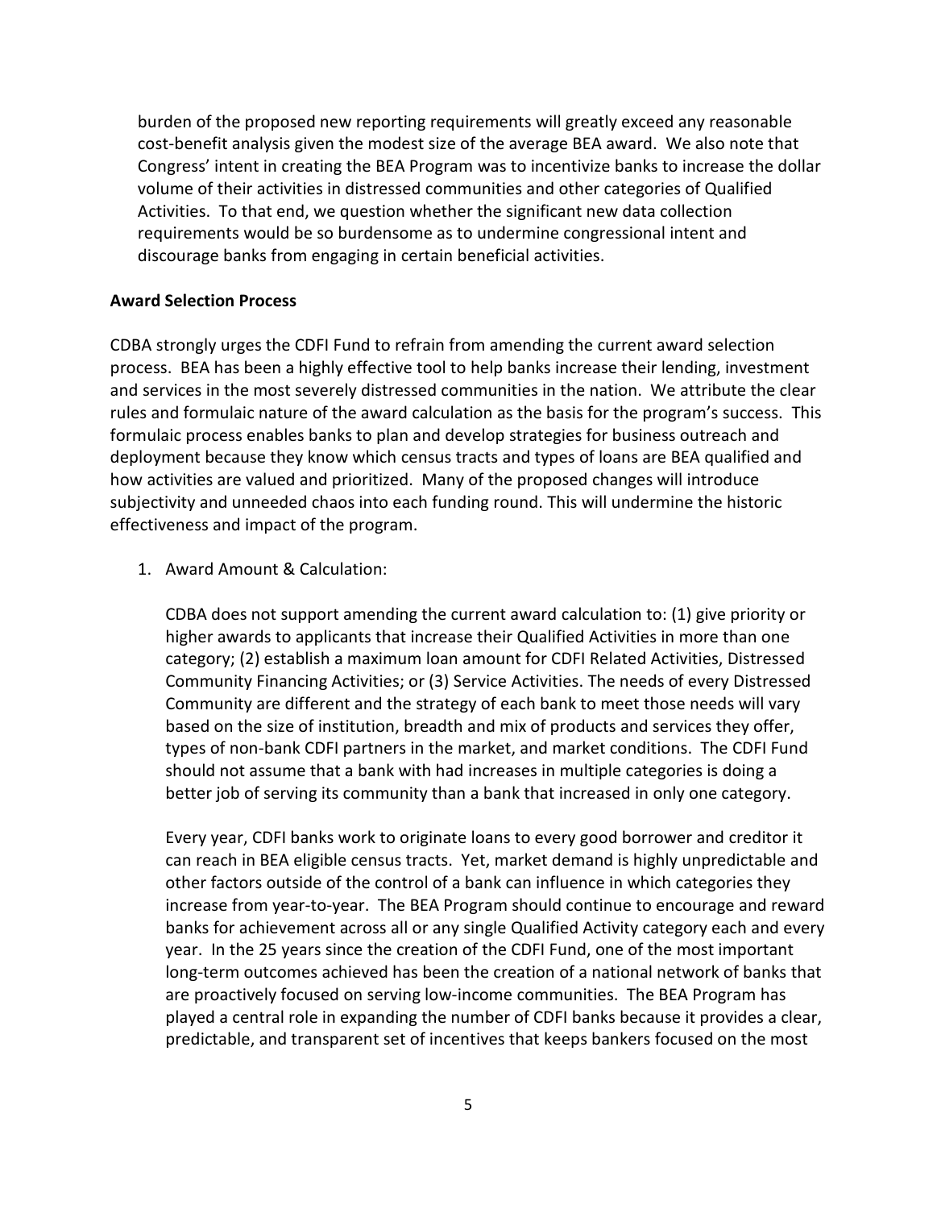burden of the proposed new reporting requirements will greatly exceed any reasonable cost-benefit analysis given the modest size of the average BEA award. We also note that Congress' intent in creating the BEA Program was to incentivize banks to increase the dollar volume of their activities in distressed communities and other categories of Qualified Activities. To that end, we question whether the significant new data collection requirements would be so burdensome as to undermine congressional intent and discourage banks from engaging in certain beneficial activities.

**Award Selection Process**

CDBA strongly urges the CDFI Fund to refrain from amending the current award selection process. BEA has been a highly effective tool to help banks increase their lending, investment and services in the most severely distressed communities in the nation. We attribute the clear rules and formulaic nature of the award calculation as the basis for the program's success. This formulaic process enables banks to plan and develop strategies for business outreach and deployment because they know which census tracts and types of loans are BEA qualified and how activities are valued and prioritized. Many of the proposed changes will introduce subjectivity and unneeded chaos into each funding round. This will undermine the historic effectiveness and impact of the program.

1. Award Amount & Calculation:

   CDBA does not support amending the current award calculation to: (1) give priority or higher awards to applicants that increase their Qualified Activities in more than one category; (2) establish a maximum loan amount for CDFI Related Activities, Distressed Community Financing Activities; or (3) Service Activities. The needs of every Distressed Community are different and the strategy of each bank to meet those needs will vary based on the size of institution, breadth and mix of products and services they offer, types of non-bank CDFI partners in the market, and market conditions. The CDFI Fund should not assume that a bank with had increases in multiple categories is doing a better job of serving its community than a bank that increased in only one category.

   Every year, CDFI banks work to originate loans to every good borrower and creditor it can reach in BEA eligible census tracts. Yet, market demand is highly unpredictable and other factors outside of the control of a bank can influence in which categories they increase from year-to-year. The BEA Program should continue to encourage and reward banks for achievement across all or any single Qualified Activity category each and every year. In the 25 years since the creation of the CDFI Fund, one of the most important long-term outcomes achieved has been the creation of a national network of banks that are proactively focused on serving low-income communities. The BEA Program has played a central role in expanding the number of CDFI banks because it provides a clear, predictable, and transparent set of incentives that keeps bankers focused on the most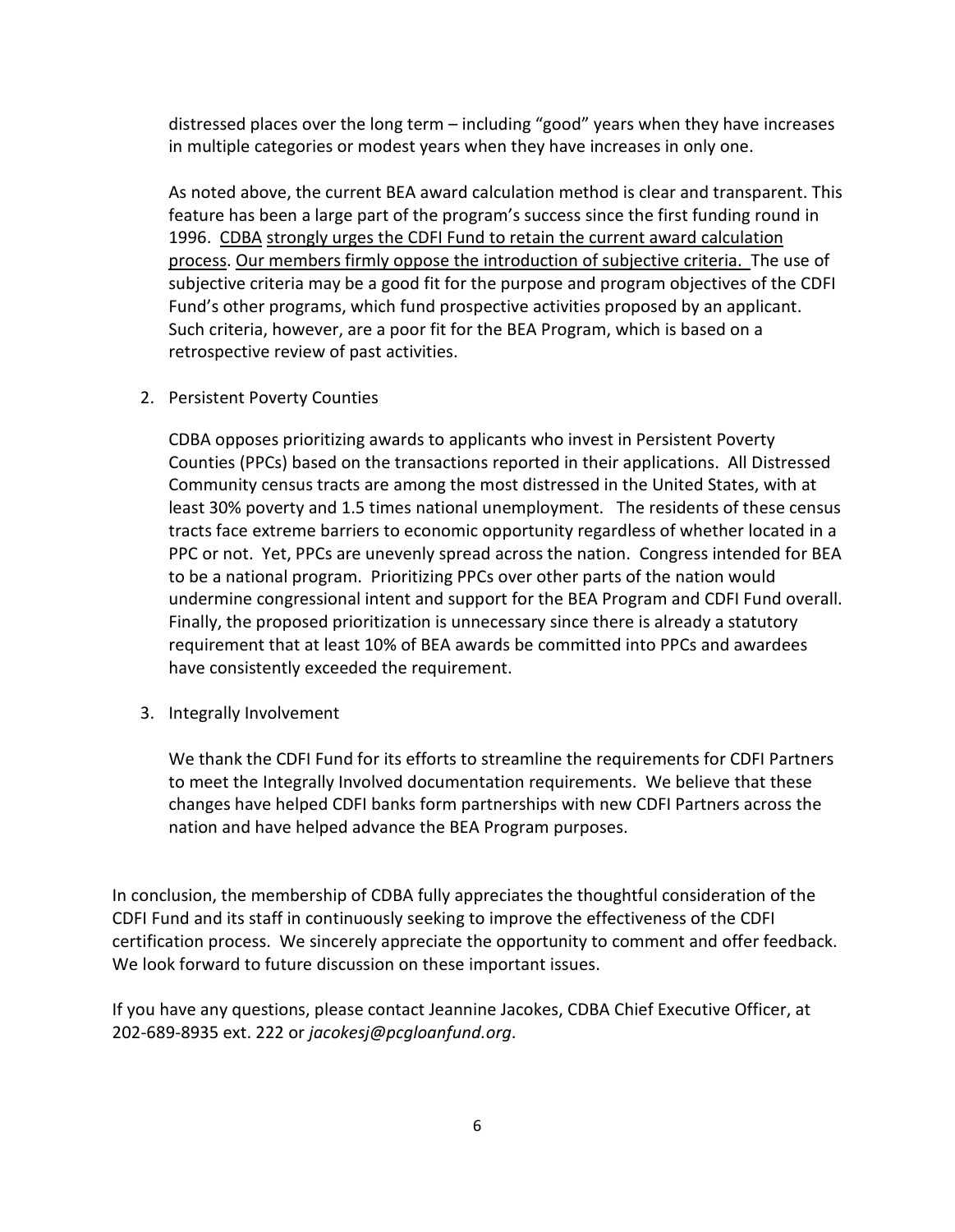distressed places over the long term – including "good" years when they have increases in multiple categories or modest years when they have increases in only one.

As noted above, the current BEA award calculation method is clear and transparent. This feature has been a large part of the program's success since the first funding round in 1996. <u>CDBA strongly urges the CDFI Fund to retain the current award calculation process</u>. <u>Our members firmly oppose the introduction of subjective criteria.</u> The use of subjective criteria may be a good fit for the purpose and program objectives of the CDFI Fund's other programs, which fund prospective activities proposed by an applicant. Such criteria, however, are a poor fit for the BEA Program, which is based on a retrospective review of past activities.

2. Persistent Poverty Counties

   CDBA opposes prioritizing awards to applicants who invest in Persistent Poverty Counties (PPCs) based on the transactions reported in their applications. All Distressed Community census tracts are among the most distressed in the United States, with at least 30% poverty and 1.5 times national unemployment. The residents of these census tracts face extreme barriers to economic opportunity regardless of whether located in a PPC or not. Yet, PPCs are unevenly spread across the nation. Congress intended for BEA to be a national program. Prioritizing PPCs over other parts of the nation would undermine congressional intent and support for the BEA Program and CDFI Fund overall. Finally, the proposed prioritization is unnecessary since there is already a statutory requirement that at least 10% of BEA awards be committed into PPCs and awardees have consistently exceeded the requirement.

3. Integrally Involvement

   We thank the CDFI Fund for its efforts to streamline the requirements for CDFI Partners to meet the Integrally Involved documentation requirements. We believe that these changes have helped CDFI banks form partnerships with new CDFI Partners across the nation and have helped advance the BEA Program purposes.

In conclusion, the membership of CDBA fully appreciates the thoughtful consideration of the CDFI Fund and its staff in continuously seeking to improve the effectiveness of the CDFI certification process. We sincerely appreciate the opportunity to comment and offer feedback. We look forward to future discussion on these important issues.

If you have any questions, please contact Jeannine Jacokes, CDBA Chief Executive Officer, at 202-689-8935 ext. 222 or *jacokesj@pcgloanfund.org*.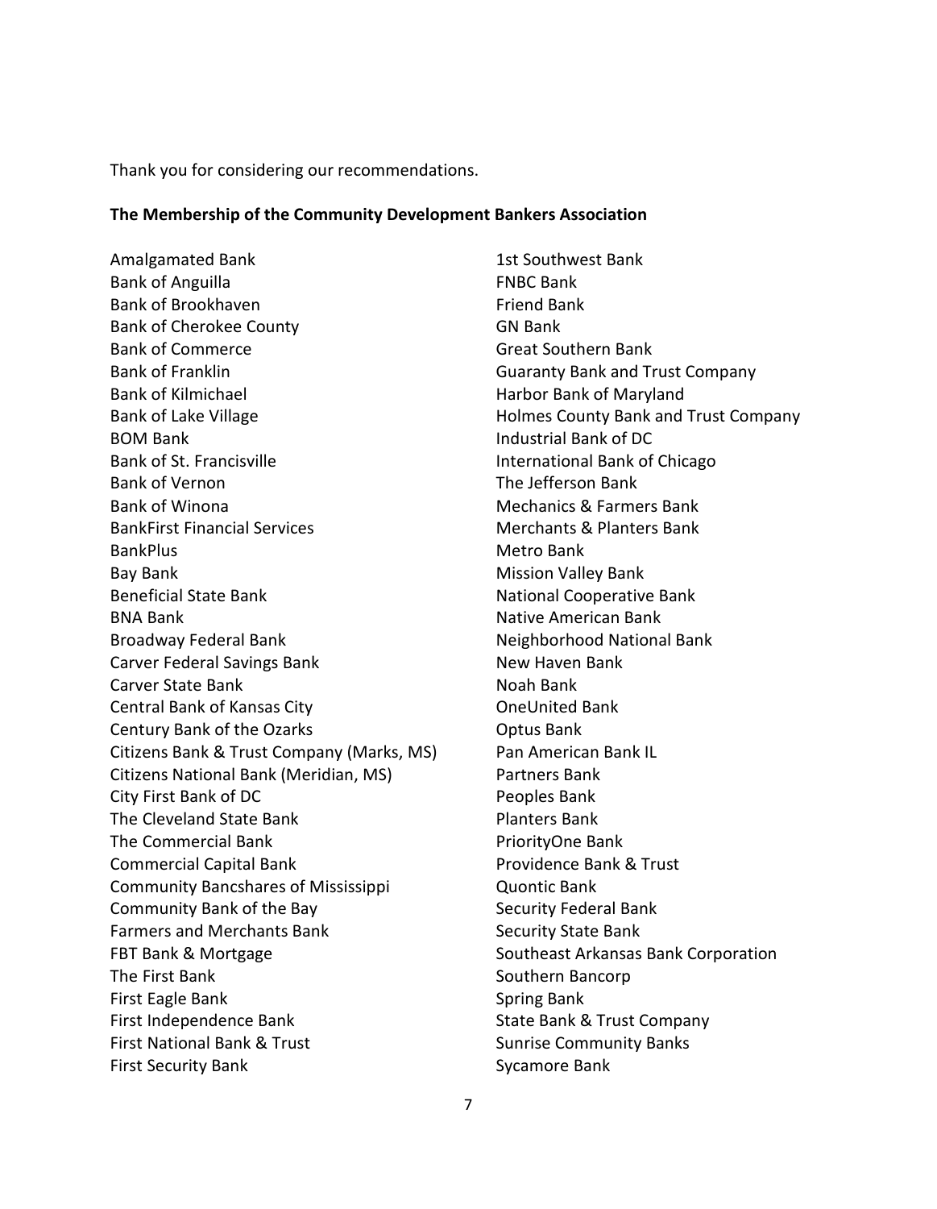Thank you for considering our recommendations.

**The Membership of the Community Development Bankers Association**

Amalgamated Bank
Bank of Anguilla
Bank of Brookhaven
Bank of Cherokee County
Bank of Commerce
Bank of Franklin
Bank of Kilmichael
Bank of Lake Village
BOM Bank
Bank of St. Francisville
Bank of Vernon
Bank of Winona
BankFirst Financial Services
BankPlus
Bay Bank
Beneficial State Bank
BNA Bank
Broadway Federal Bank
Carver Federal Savings Bank
Carver State Bank
Central Bank of Kansas City
Century Bank of the Ozarks
Citizens Bank & Trust Company (Marks, MS)
Citizens National Bank (Meridian, MS)
City First Bank of DC
The Cleveland State Bank
The Commercial Bank
Commercial Capital Bank
Community Bancshares of Mississippi
Community Bank of the Bay
Farmers and Merchants Bank
FBT Bank & Mortgage
The First Bank
First Eagle Bank
First Independence Bank
First National Bank & Trust
First Security Bank
1st Southwest Bank
FNBC Bank
Friend Bank
GN Bank
Great Southern Bank
Guaranty Bank and Trust Company
Harbor Bank of Maryland
Holmes County Bank and Trust Company
Industrial Bank of DC
International Bank of Chicago
The Jefferson Bank
Mechanics & Farmers Bank
Merchants & Planters Bank
Metro Bank
Mission Valley Bank
National Cooperative Bank
Native American Bank
Neighborhood National Bank
New Haven Bank
Noah Bank
OneUnited Bank
Optus Bank
Pan American Bank IL
Partners Bank
Peoples Bank
Planters Bank
PriorityOne Bank
Providence Bank & Trust
Quontic Bank
Security Federal Bank
Security State Bank
Southeast Arkansas Bank Corporation
Southern Bancorp
Spring Bank
State Bank & Trust Company
Sunrise Community Banks
Sycamore Bank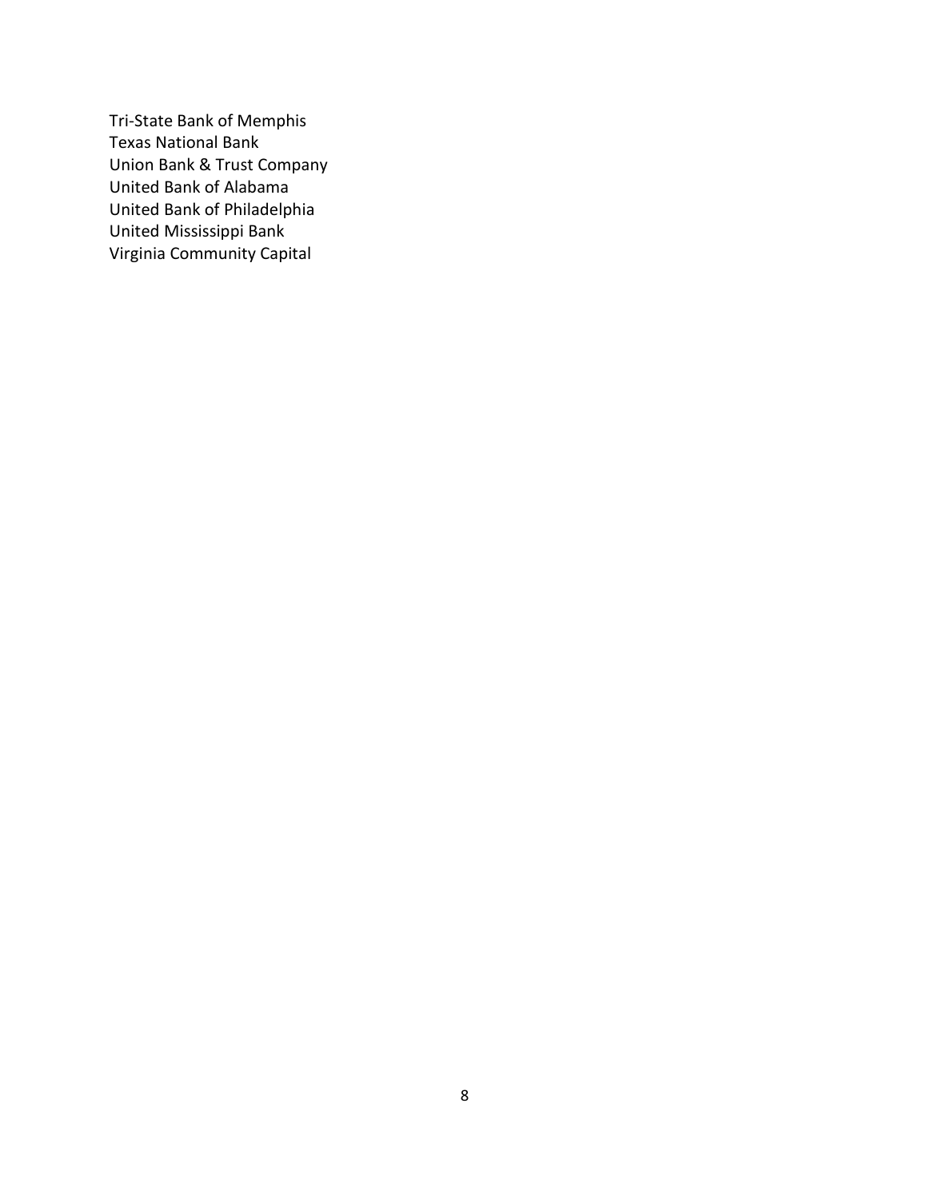Tri-State Bank of Memphis
Texas National Bank
Union Bank & Trust Company
United Bank of Alabama
United Bank of Philadelphia
United Mississippi Bank
Virginia Community Capital